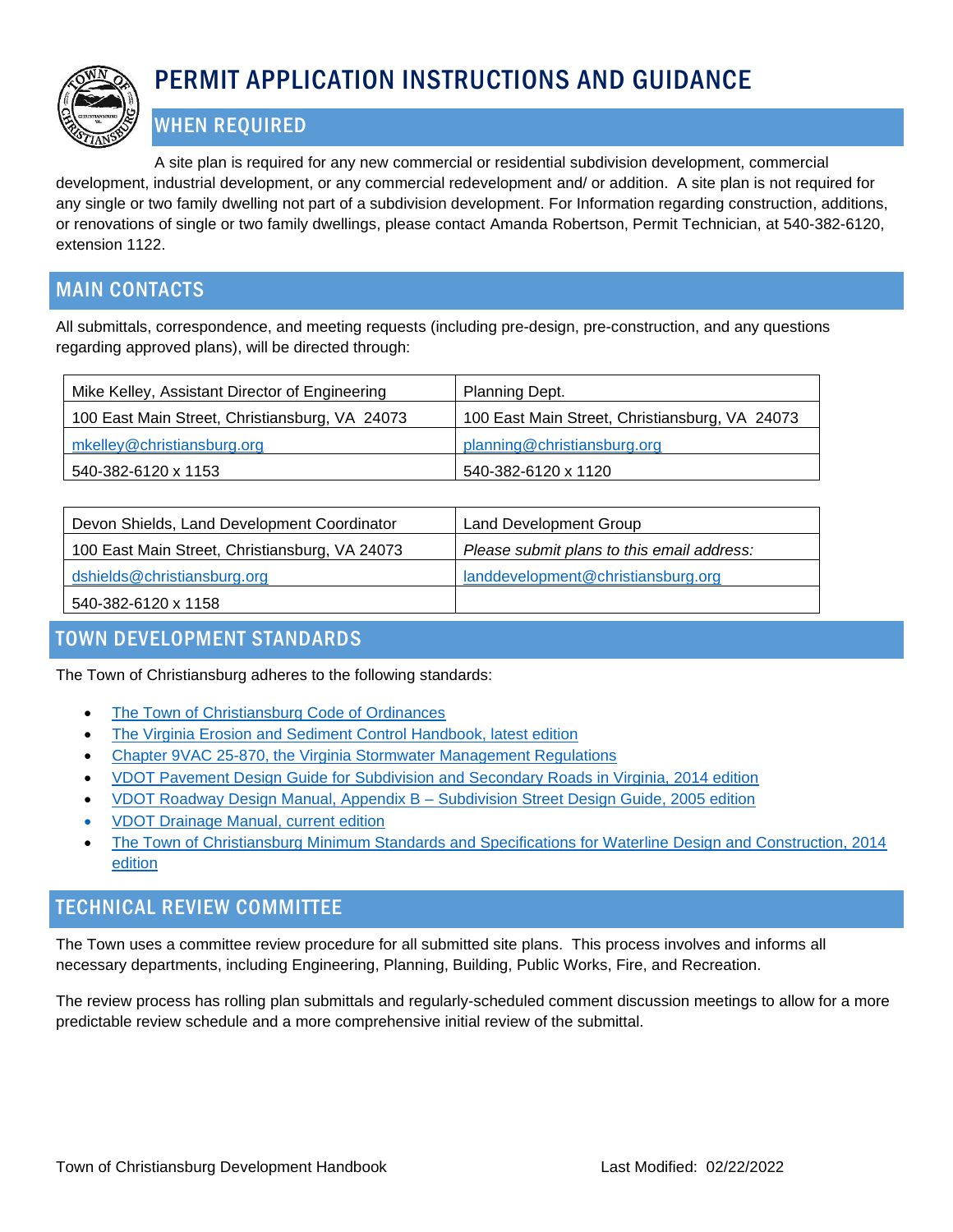# PERMIT APPLICATION INSTRUCTIONS AND GUIDANCE

## WHEN REQUIRED

A site plan is required for any new commercial or residential subdivision development, commercial development, industrial development, or any commercial redevelopment and/ or addition. A site plan is not required for any single or two family dwelling not part of a subdivision development. For Information regarding construction, additions, or renovations of single or two family dwellings, please contact Amanda Robertson, Permit Technician, at 540-382-6120, extension 1122.

## MAIN CONTACTS

All submittals, correspondence, and meeting requests (including pre-design, pre-construction, and any questions regarding approved plans), will be directed through:

| Mike Kelley, Assistant Director of Engineering | Planning Dept. |
|---|---|
| 100 East Main Street, Christiansburg, VA 24073 | 100 East Main Street, Christiansburg, VA 24073 |
| mkelley@christiansburg.org | planning@christiansburg.org |
| 540-382-6120 x 1153 | 540-382-6120 x 1120 |

| Devon Shields, Land Development Coordinator | Land Development Group |
|---|---|
| 100 East Main Street, Christiansburg, VA 24073 | *Please submit plans to this email address:* |
| dshields@christiansburg.org | landdevelopment@christiansburg.org |
| 540-382-6120 x 1158 | |

## TOWN DEVELOPMENT STANDARDS

The Town of Christiansburg adheres to the following standards:

- The Town of Christiansburg Code of Ordinances
- The Virginia Erosion and Sediment Control Handbook, latest edition
- Chapter 9VAC 25-870, the Virginia Stormwater Management Regulations
- VDOT Pavement Design Guide for Subdivision and Secondary Roads in Virginia, 2014 edition
- VDOT Roadway Design Manual, Appendix B – Subdivision Street Design Guide, 2005 edition
- VDOT Drainage Manual, current edition
- The Town of Christiansburg Minimum Standards and Specifications for Waterline Design and Construction, 2014 edition

## TECHNICAL REVIEW COMMITTEE

The Town uses a committee review procedure for all submitted site plans. This process involves and informs all necessary departments, including Engineering, Planning, Building, Public Works, Fire, and Recreation.

The review process has rolling plan submittals and regularly-scheduled comment discussion meetings to allow for a more predictable review schedule and a more comprehensive initial review of the submittal.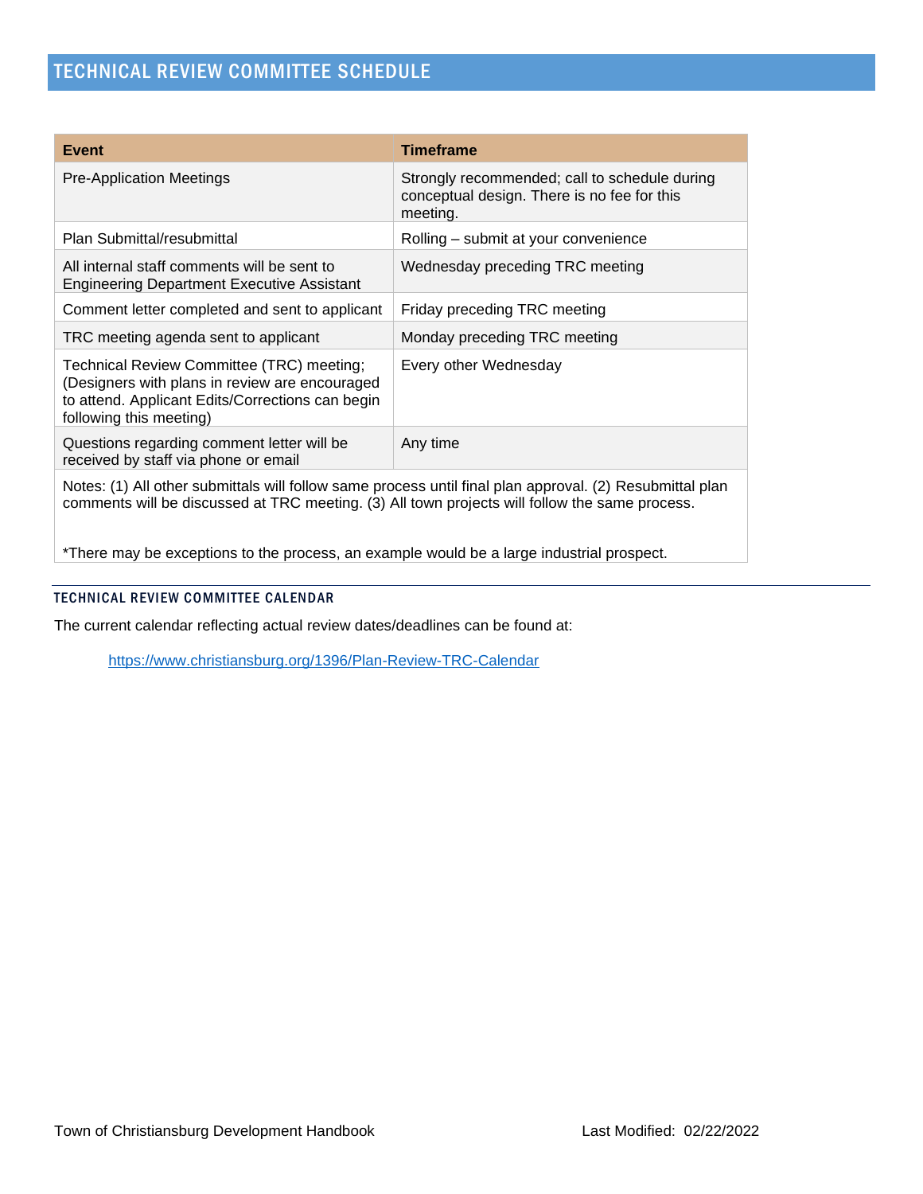## TECHNICAL REVIEW COMMITTEE SCHEDULE

| Event | Timeframe |
|---|---|
| Pre-Application Meetings | Strongly recommended; call to schedule during conceptual design. There is no fee for this meeting. |
| Plan Submittal/resubmittal | Rolling – submit at your convenience |
| All internal staff comments will be sent to Engineering Department Executive Assistant | Wednesday preceding TRC meeting |
| Comment letter completed and sent to applicant | Friday preceding TRC meeting |
| TRC meeting agenda sent to applicant | Monday preceding TRC meeting |
| Technical Review Committee (TRC) meeting; (Designers with plans in review are encouraged to attend. Applicant Edits/Corrections can begin following this meeting) | Every other Wednesday |
| Questions regarding comment letter will be received by staff via phone or email | Any time |
| Notes: (1) All other submittals will follow same process until final plan approval. (2) Resubmittal plan comments will be discussed at TRC meeting. (3) All town projects will follow the same process.<br><br>*There may be exceptions to the process, an example would be a large industrial prospect. | |

### TECHNICAL REVIEW COMMITTEE CALENDAR

The current calendar reflecting actual review dates/deadlines can be found at:

https://www.christiansburg.org/1396/Plan-Review-TRC-Calendar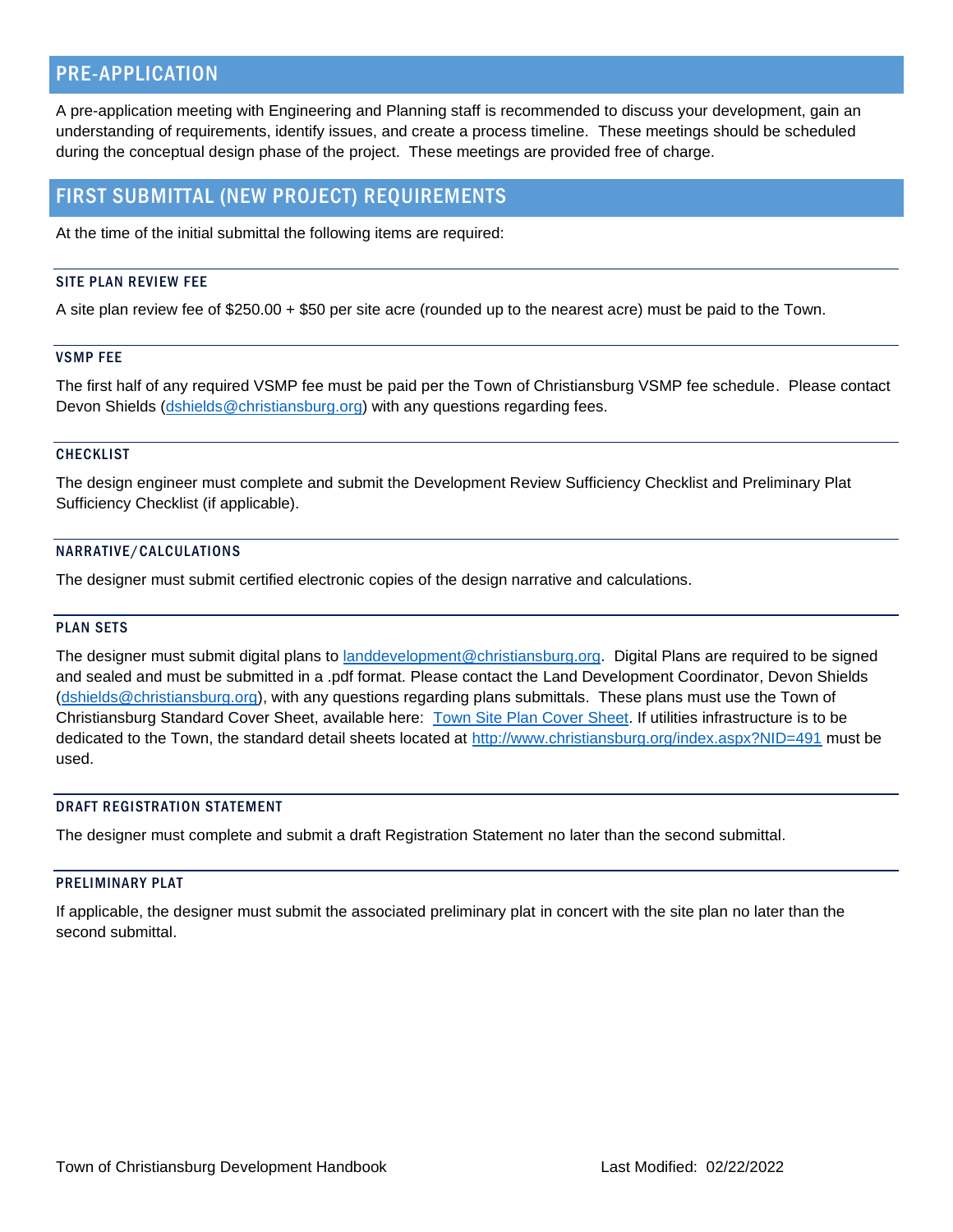## PRE-APPLICATION

A pre-application meeting with Engineering and Planning staff is recommended to discuss your development, gain an understanding of requirements, identify issues, and create a process timeline. These meetings should be scheduled during the conceptual design phase of the project. These meetings are provided free of charge.

## FIRST SUBMITTAL (NEW PROJECT) REQUIREMENTS

At the time of the initial submittal the following items are required:

### SITE PLAN REVIEW FEE

A site plan review fee of $250.00 + $50 per site acre (rounded up to the nearest acre) must be paid to the Town.

### VSMP FEE

The first half of any required VSMP fee must be paid per the Town of Christiansburg VSMP fee schedule. Please contact Devon Shields (dshields@christiansburg.org) with any questions regarding fees.

### CHECKLIST

The design engineer must complete and submit the Development Review Sufficiency Checklist and Preliminary Plat Sufficiency Checklist (if applicable).

### NARRATIVE/CALCULATIONS

The designer must submit certified electronic copies of the design narrative and calculations.

### PLAN SETS

The designer must submit digital plans to landdevelopment@christiansburg.org. Digital Plans are required to be signed and sealed and must be submitted in a .pdf format. Please contact the Land Development Coordinator, Devon Shields (dshields@christiansburg.org), with any questions regarding plans submittals. These plans must use the Town of Christiansburg Standard Cover Sheet, available here: Town Site Plan Cover Sheet. If utilities infrastructure is to be dedicated to the Town, the standard detail sheets located at http://www.christiansburg.org/index.aspx?NID=491 must be used.

### DRAFT REGISTRATION STATEMENT

The designer must complete and submit a draft Registration Statement no later than the second submittal.

### PRELIMINARY PLAT

If applicable, the designer must submit the associated preliminary plat in concert with the site plan no later than the second submittal.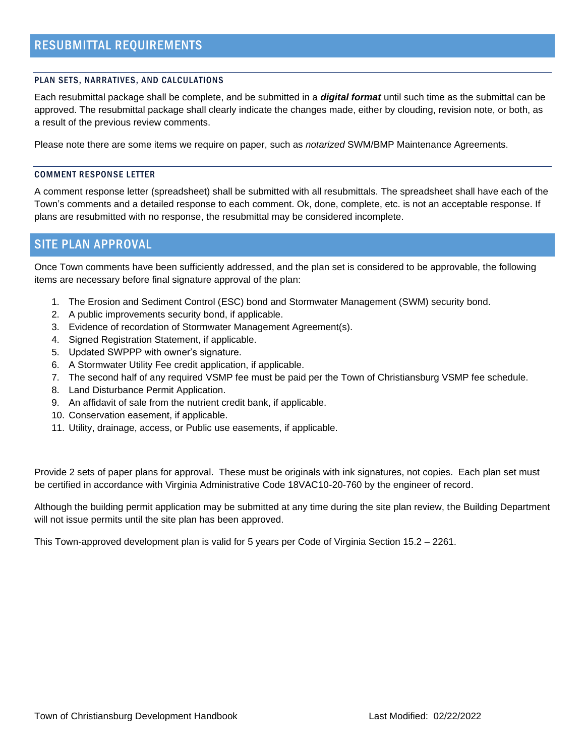## RESUBMITTAL REQUIREMENTS

### PLAN SETS, NARRATIVES, AND CALCULATIONS

Each resubmittal package shall be complete, and be submitted in a ***digital format*** until such time as the submittal can be approved. The resubmittal package shall clearly indicate the changes made, either by clouding, revision note, or both, as a result of the previous review comments.

Please note there are some items we require on paper, such as *notarized* SWM/BMP Maintenance Agreements.

### COMMENT RESPONSE LETTER

A comment response letter (spreadsheet) shall be submitted with all resubmittals. The spreadsheet shall have each of the Town's comments and a detailed response to each comment. Ok, done, complete, etc. is not an acceptable response. If plans are resubmitted with no response, the resubmittal may be considered incomplete.

## SITE PLAN APPROVAL

Once Town comments have been sufficiently addressed, and the plan set is considered to be approvable, the following items are necessary before final signature approval of the plan:

1. The Erosion and Sediment Control (ESC) bond and Stormwater Management (SWM) security bond.
2. A public improvements security bond, if applicable.
3. Evidence of recordation of Stormwater Management Agreement(s).
4. Signed Registration Statement, if applicable.
5. Updated SWPPP with owner's signature.
6. A Stormwater Utility Fee credit application, if applicable.
7. The second half of any required VSMP fee must be paid per the Town of Christiansburg VSMP fee schedule.
8. Land Disturbance Permit Application.
9. An affidavit of sale from the nutrient credit bank, if applicable.
10. Conservation easement, if applicable.
11. Utility, drainage, access, or Public use easements, if applicable.

Provide 2 sets of paper plans for approval. These must be originals with ink signatures, not copies. Each plan set must be certified in accordance with Virginia Administrative Code 18VAC10-20-760 by the engineer of record.

Although the building permit application may be submitted at any time during the site plan review, the Building Department will not issue permits until the site plan has been approved.

This Town-approved development plan is valid for 5 years per Code of Virginia Section 15.2 – 2261.